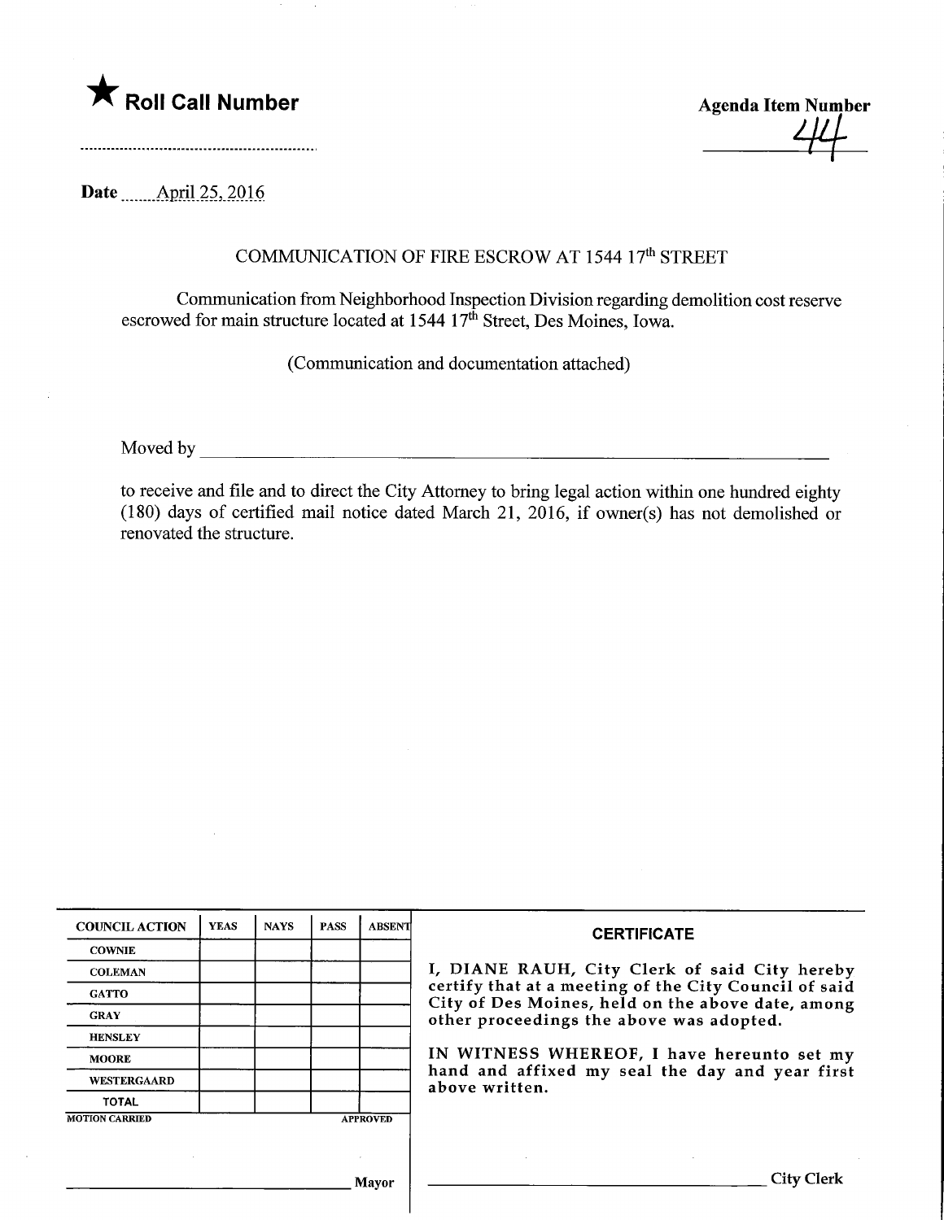★ **Roll Call Number**

**Agenda Item Number**
44

**Date** April 25, 2016

COMMUNICATION OF FIRE ESCROW AT 1544 17th STREET

Communication from Neighborhood Inspection Division regarding demolition cost reserve escrowed for main structure located at 1544 17th Street, Des Moines, Iowa.

(Communication and documentation attached)

Moved by \_\_\_\_\_\_\_\_\_\_\_\_\_\_\_\_\_\_\_\_\_\_\_\_\_\_\_\_\_\_\_\_\_\_\_\_\_\_\_\_

to receive and file and to direct the City Attorney to bring legal action within one hundred eighty (180) days of certified mail notice dated March 21, 2016, if owner(s) has not demolished or renovated the structure.

| COUNCIL ACTION | YEAS | NAYS | PASS | ABSENT |
|---|---|---|---|---|
| COWNIE | | | | |
| COLEMAN | | | | |
| GATTO | | | | |
| GRAY | | | | |
| HENSLEY | | | | |
| MOORE | | | | |
| WESTERGAARD | | | | |
| TOTAL | | | | |

MOTION CARRIED APPROVED

\_\_\_\_\_\_\_\_\_\_\_\_\_\_\_\_\_\_\_\_\_\_\_\_ Mayor

**CERTIFICATE**

I, DIANE RAUH, City Clerk of said City hereby certify that at a meeting of the City Council of said City of Des Moines, held on the above date, among other proceedings the above was adopted.

IN WITNESS WHEREOF, I have hereunto set my hand and affixed my seal the day and year first above written.

\_\_\_\_\_\_\_\_\_\_\_\_\_\_\_\_\_\_\_\_\_\_\_\_ City Clerk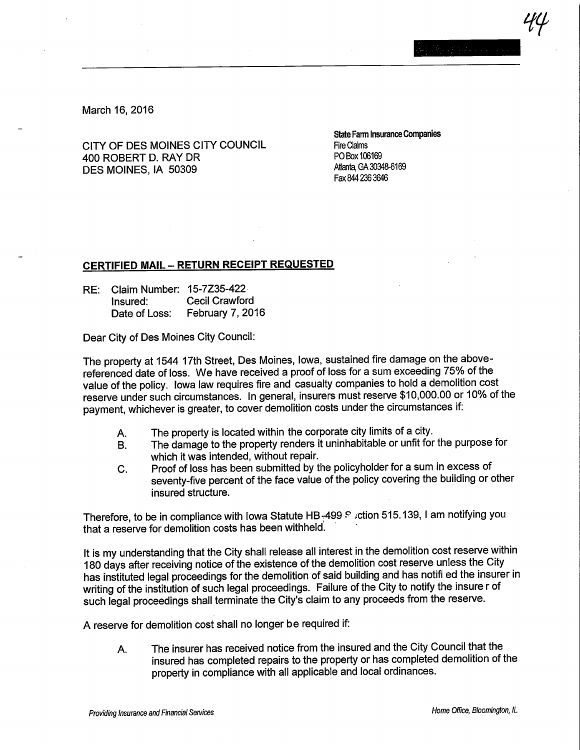March 16, 2016

CITY OF DES MOINES CITY COUNCIL
400 ROBERT D. RAY DR
DES MOINES, IA 50309

**State Farm Insurance Companies**
Fire Claims
PO Box 106169
Atlanta, GA 30348-6169
Fax 844 236 3646

**CERTIFIED MAIL – RETURN RECEIPT REQUESTED**

RE: Claim Number: 15-7Z35-422
Insured: Cecil Crawford
Date of Loss: February 7, 2016

Dear City of Des Moines City Council:

The property at 1544 17th Street, Des Moines, Iowa, sustained fire damage on the above-referenced date of loss. We have received a proof of loss for a sum exceeding 75% of the value of the policy. Iowa law requires fire and casualty companies to hold a demolition cost reserve under such circumstances. In general, insurers must reserve $10,000.00 or 10% of the payment, whichever is greater, to cover demolition costs under the circumstances if:

A. The property is located within the corporate city limits of a city.
B. The damage to the property renders it uninhabitable or unfit for the purpose for which it was intended, without repair.
C. Proof of loss has been submitted by the policyholder for a sum in excess of seventy-five percent of the face value of the policy covering the building or other insured structure.

Therefore, to be in compliance with Iowa Statute HB-499 Section 515.139, I am notifying you that a reserve for demolition costs has been withheld.

It is my understanding that the City shall release all interest in the demolition cost reserve within 180 days after receiving notice of the existence of the demolition cost reserve unless the City has instituted legal proceedings for the demolition of said building and has notified the insurer in writing of the institution of such legal proceedings. Failure of the City to notify the insurer of such legal proceedings shall terminate the City's claim to any proceeds from the reserve.

A reserve for demolition cost shall no longer be required if:

A. The insurer has received notice from the insured and the City Council that the insured has completed repairs to the property or has completed demolition of the property in compliance with all applicable and local ordinances.

*Providing Insurance and Financial Services* — *Home Office, Bloomington, IL*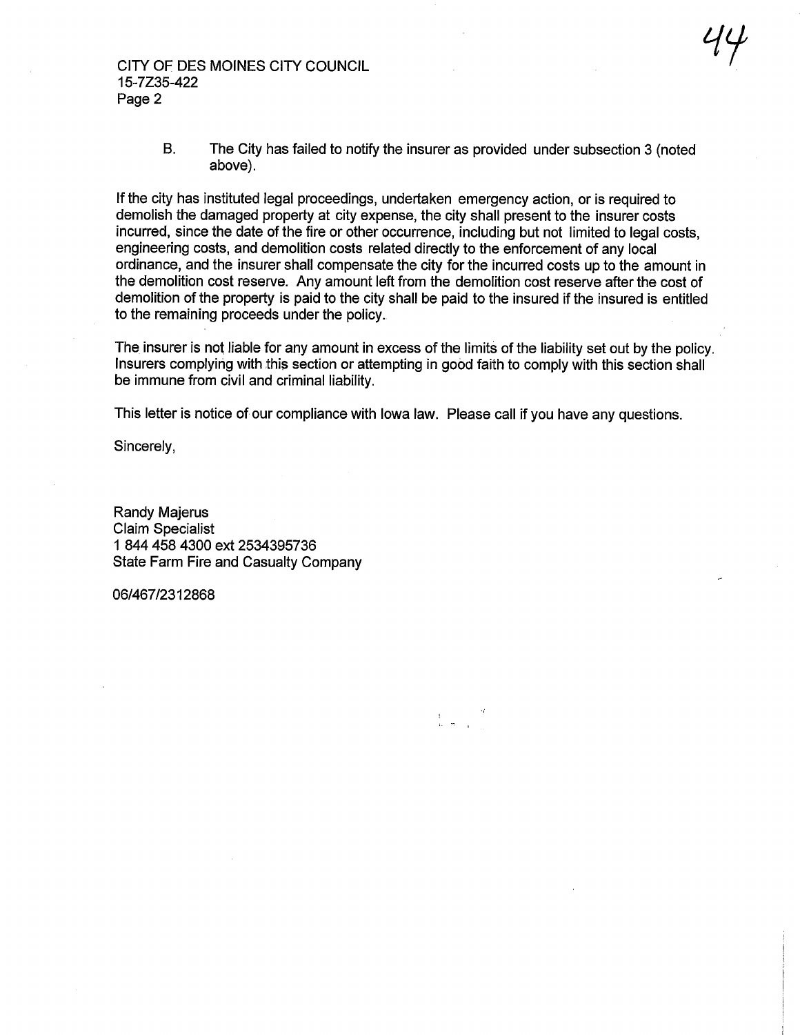B. The City has failed to notify the insurer as provided under subsection 3 (noted above).

If the city has instituted legal proceedings, undertaken emergency action, or is required to demolish the damaged property at city expense, the city shall present to the insurer costs incurred, since the date of the fire or other occurrence, including but not limited to legal costs, engineering costs, and demolition costs related directly to the enforcement of any local ordinance, and the insurer shall compensate the city for the incurred costs up to the amount in the demolition cost reserve. Any amount left from the demolition cost reserve after the cost of demolition of the property is paid to the city shall be paid to the insured if the insured is entitled to the remaining proceeds under the policy.

The insurer is not liable for any amount in excess of the limits of the liability set out by the policy. Insurers complying with this section or attempting in good faith to comply with this section shall be immune from civil and criminal liability.

This letter is notice of our compliance with Iowa law. Please call if you have any questions.

Sincerely,

Randy Majerus
Claim Specialist
1 844 458 4300 ext 2534395736
State Farm Fire and Casualty Company

06/467/2312868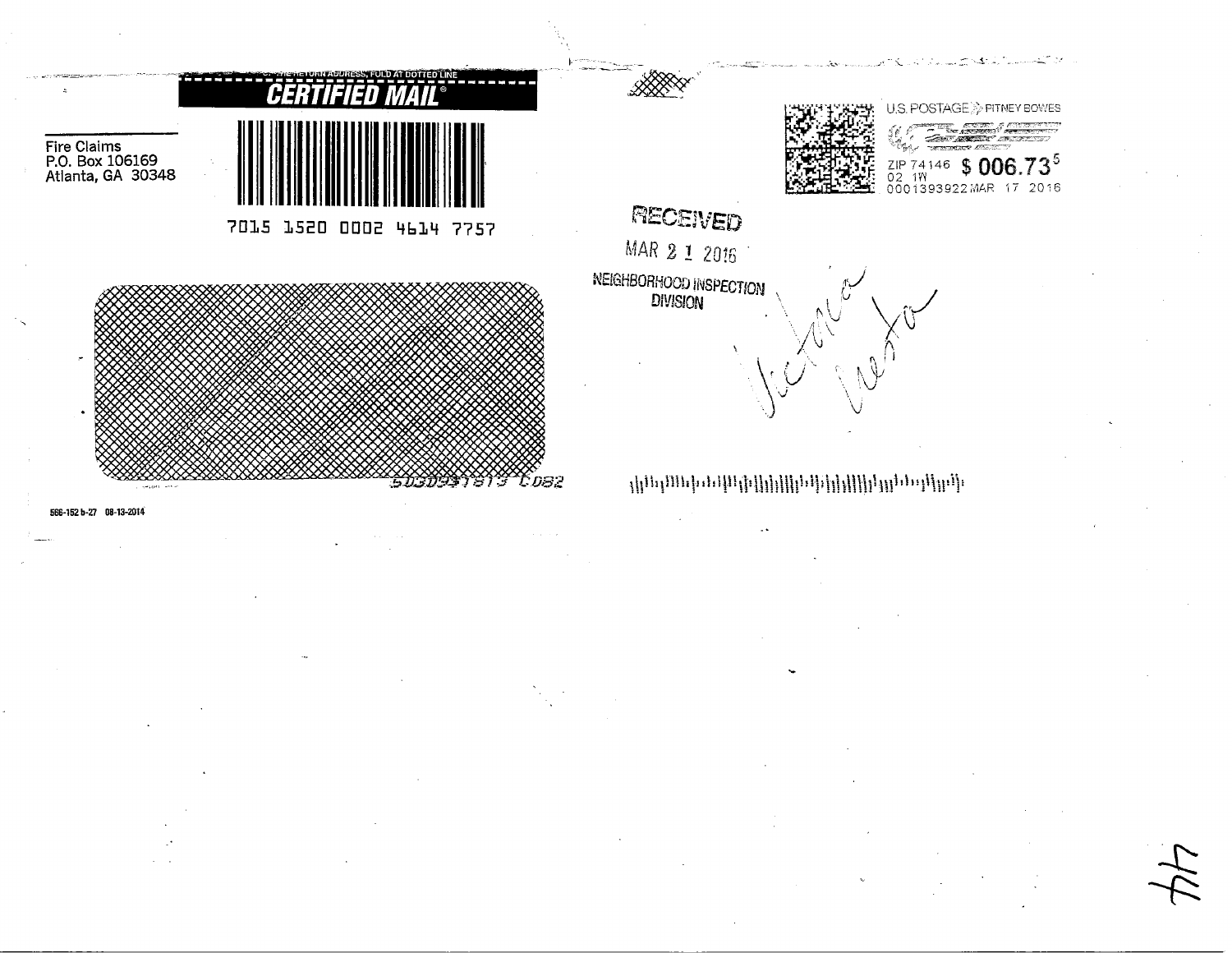FOR RETURN ADDRESS, FOLD AT DOTTED LINE

**CERTIFIED MAIL®**

Fire Claims
P.O. Box 106169
Atlanta, GA 30348

7015 1520 0002 4614 7757

U.S. POSTAGE PITNEY BOWES

ZIP 74146 $ 006.73[5]
02 1W
0001393922 MAR 17 2016

RECEIVED
MAR 21 2016
NEIGHBORHOOD INSPECTION DIVISION

5030597813 C082

566-152 b-27 08-13-2014